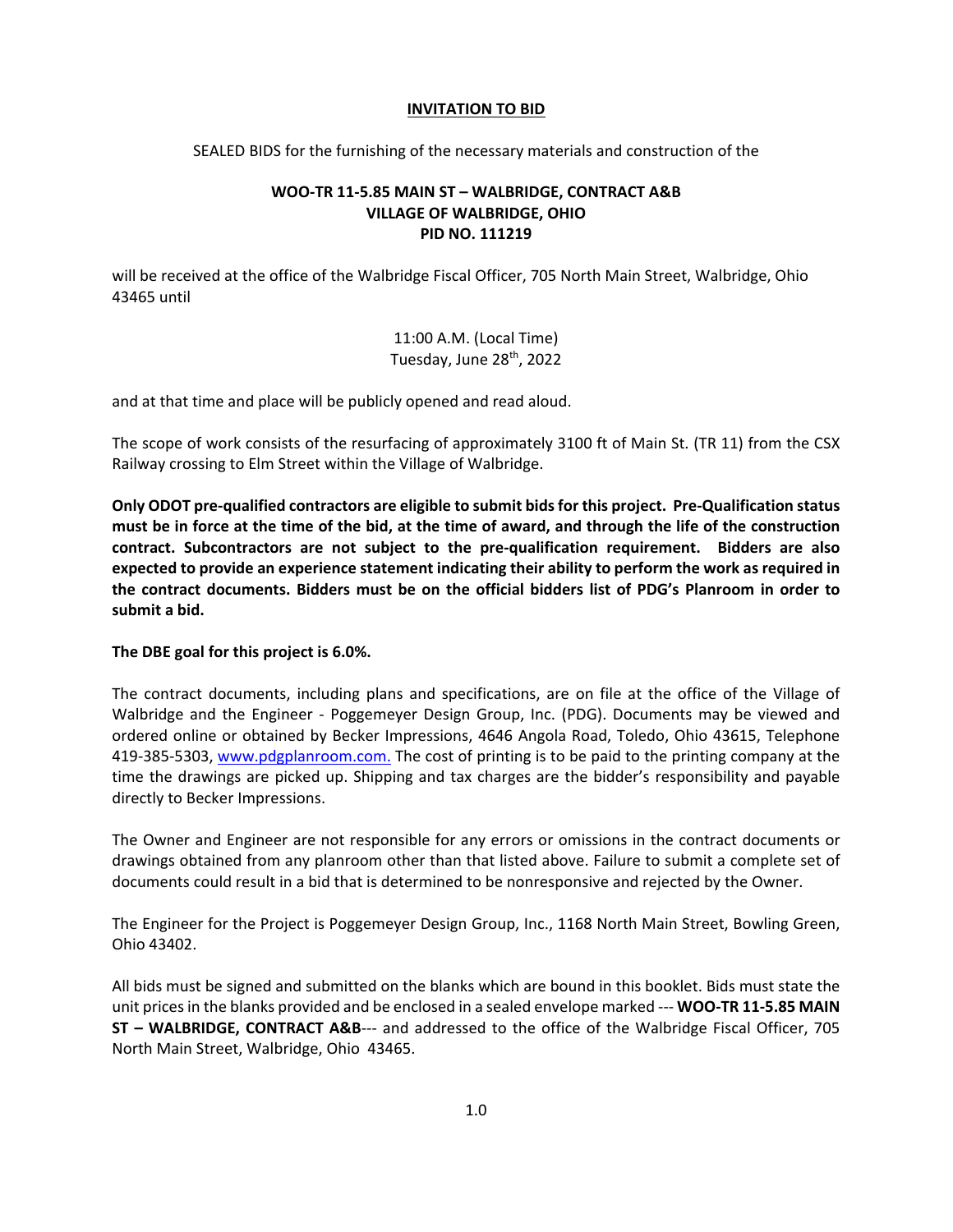# INVITATION TO BID

SEALED BIDS for the furnishing of the necessary materials and construction of the

**WOO-TR 11-5.85 MAIN ST – WALBRIDGE, CONTRACT A&B**
**VILLAGE OF WALBRIDGE, OHIO**
**PID NO. 111219**

will be received at the office of the Walbridge Fiscal Officer, 705 North Main Street, Walbridge, Ohio 43465 until

11:00 A.M. (Local Time)
Tuesday, June 28th, 2022

and at that time and place will be publicly opened and read aloud.

The scope of work consists of the resurfacing of approximately 3100 ft of Main St. (TR 11) from the CSX Railway crossing to Elm Street within the Village of Walbridge.

**Only ODOT pre-qualified contractors are eligible to submit bids for this project. Pre-Qualification status must be in force at the time of the bid, at the time of award, and through the life of the construction contract. Subcontractors are not subject to the pre-qualification requirement. Bidders are also expected to provide an experience statement indicating their ability to perform the work as required in the contract documents. Bidders must be on the official bidders list of PDG's Planroom in order to submit a bid.**

**The DBE goal for this project is 6.0%.**

The contract documents, including plans and specifications, are on file at the office of the Village of Walbridge and the Engineer - Poggemeyer Design Group, Inc. (PDG). Documents may be viewed and ordered online or obtained by Becker Impressions, 4646 Angola Road, Toledo, Ohio 43615, Telephone 419-385-5303, www.pdgplanroom.com. The cost of printing is to be paid to the printing company at the time the drawings are picked up. Shipping and tax charges are the bidder's responsibility and payable directly to Becker Impressions.

The Owner and Engineer are not responsible for any errors or omissions in the contract documents or drawings obtained from any planroom other than that listed above. Failure to submit a complete set of documents could result in a bid that is determined to be nonresponsive and rejected by the Owner.

The Engineer for the Project is Poggemeyer Design Group, Inc., 1168 North Main Street, Bowling Green, Ohio 43402.

All bids must be signed and submitted on the blanks which are bound in this booklet. Bids must state the unit prices in the blanks provided and be enclosed in a sealed envelope marked --- **WOO-TR 11-5.85 MAIN ST – WALBRIDGE, CONTRACT A&B**--- and addressed to the office of the Walbridge Fiscal Officer, 705 North Main Street, Walbridge, Ohio 43465.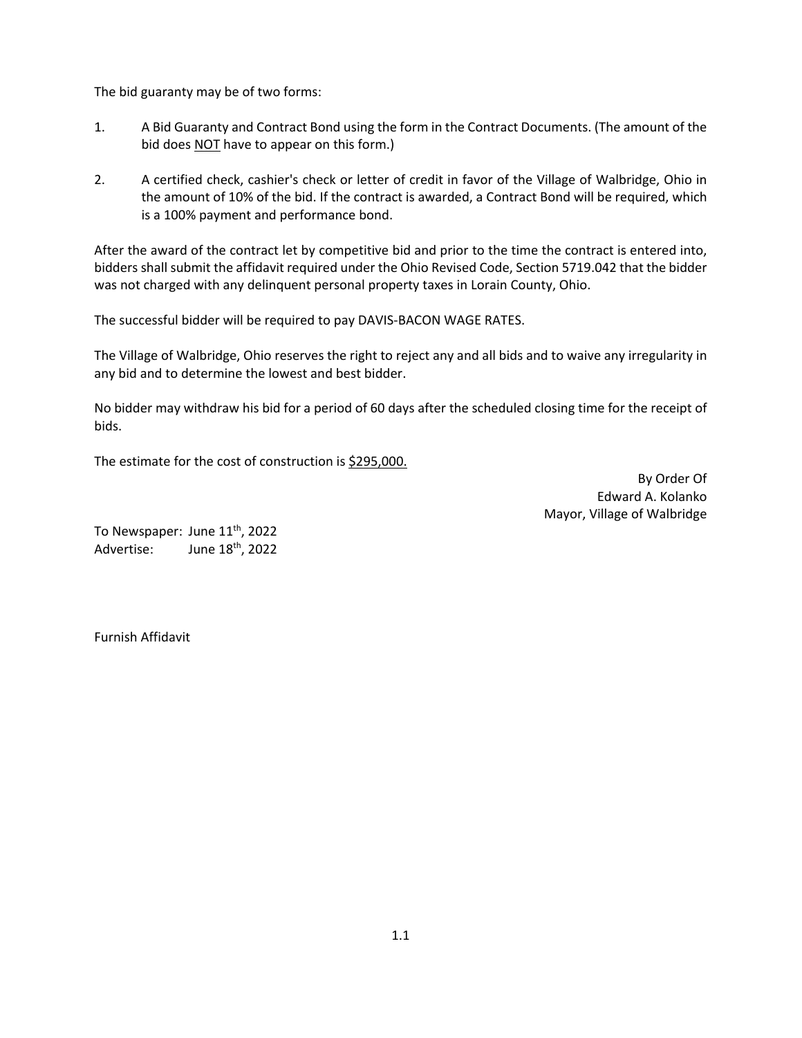The bid guaranty may be of two forms:

1. A Bid Guaranty and Contract Bond using the form in the Contract Documents. (The amount of the bid does NOT have to appear on this form.)

2. A certified check, cashier's check or letter of credit in favor of the Village of Walbridge, Ohio in the amount of 10% of the bid. If the contract is awarded, a Contract Bond will be required, which is a 100% payment and performance bond.

After the award of the contract let by competitive bid and prior to the time the contract is entered into, bidders shall submit the affidavit required under the Ohio Revised Code, Section 5719.042 that the bidder was not charged with any delinquent personal property taxes in Lorain County, Ohio.

The successful bidder will be required to pay DAVIS-BACON WAGE RATES.

The Village of Walbridge, Ohio reserves the right to reject any and all bids and to waive any irregularity in any bid and to determine the lowest and best bidder.

No bidder may withdraw his bid for a period of 60 days after the scheduled closing time for the receipt of bids.

The estimate for the cost of construction is $295,000.

By Order Of
Edward A. Kolanko
Mayor, Village of Walbridge

To Newspaper: June 11th, 2022
Advertise: June 18th, 2022

Furnish Affidavit